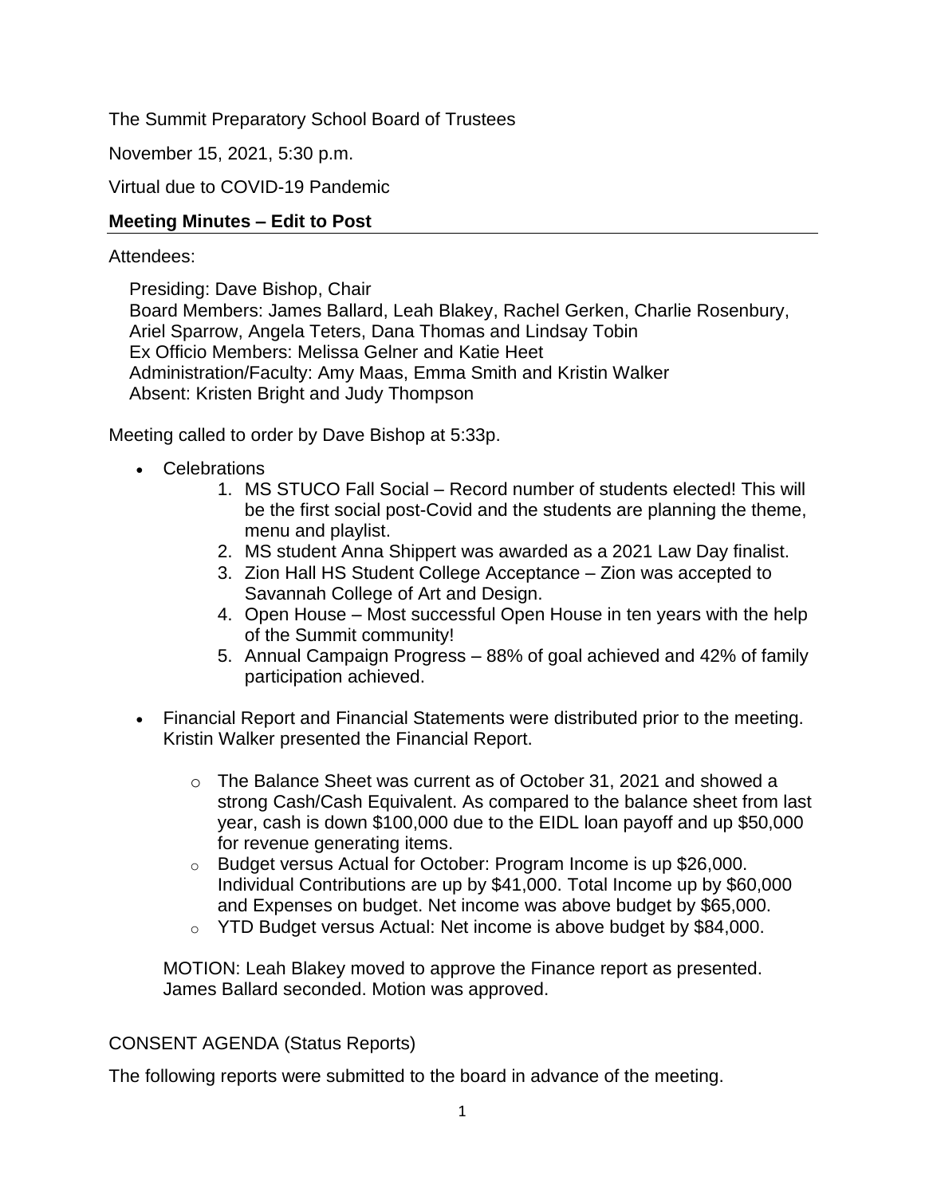The Summit Preparatory School Board of Trustees

November 15, 2021, 5:30 p.m.

Virtual due to COVID-19 Pandemic

**Meeting Minutes – Edit to Post**

Attendees:

Presiding: Dave Bishop, Chair
Board Members: James Ballard, Leah Blakey, Rachel Gerken, Charlie Rosenbury, Ariel Sparrow, Angela Teters, Dana Thomas and Lindsay Tobin
Ex Officio Members: Melissa Gelner and Katie Heet
Administration/Faculty: Amy Maas, Emma Smith and Kristin Walker
Absent: Kristen Bright and Judy Thompson

Meeting called to order by Dave Bishop at 5:33p.

- Celebrations
    1. MS STUCO Fall Social – Record number of students elected! This will be the first social post-Covid and the students are planning the theme, menu and playlist.
    2. MS student Anna Shippert was awarded as a 2021 Law Day finalist.
    3. Zion Hall HS Student College Acceptance – Zion was accepted to Savannah College of Art and Design.
    4. Open House – Most successful Open House in ten years with the help of the Summit community!
    5. Annual Campaign Progress – 88% of goal achieved and 42% of family participation achieved.

- Financial Report and Financial Statements were distributed prior to the meeting. Kristin Walker presented the Financial Report.
    - The Balance Sheet was current as of October 31, 2021 and showed a strong Cash/Cash Equivalent. As compared to the balance sheet from last year, cash is down $100,000 due to the EIDL loan payoff and up $50,000 for revenue generating items.
    - Budget versus Actual for October: Program Income is up $26,000. Individual Contributions are up by $41,000. Total Income up by $60,000 and Expenses on budget. Net income was above budget by $65,000.
    - YTD Budget versus Actual: Net income is above budget by $84,000.

  MOTION: Leah Blakey moved to approve the Finance report as presented. James Ballard seconded. Motion was approved.

CONSENT AGENDA (Status Reports)

The following reports were submitted to the board in advance of the meeting.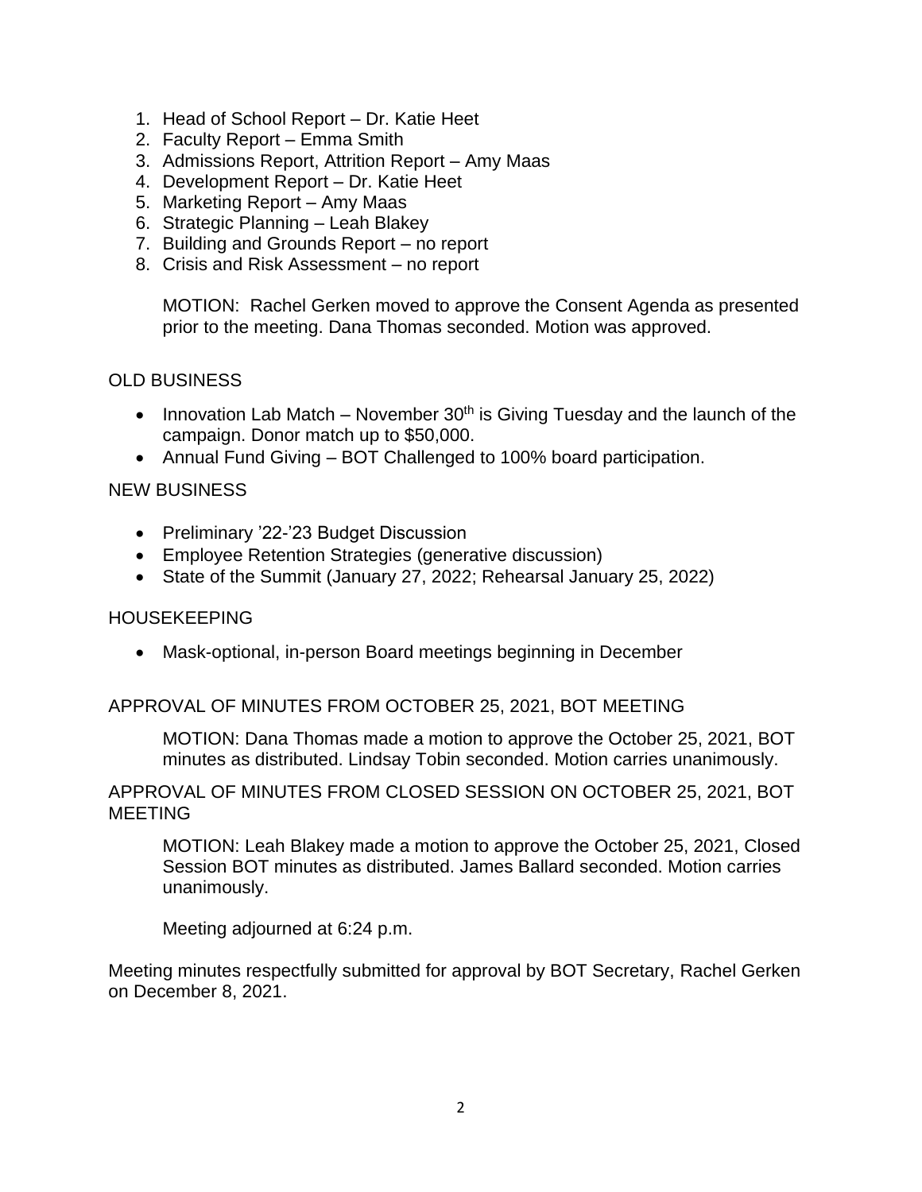1. Head of School Report – Dr. Katie Heet
2. Faculty Report – Emma Smith
3. Admissions Report, Attrition Report – Amy Maas
4. Development Report – Dr. Katie Heet
5. Marketing Report – Amy Maas
6. Strategic Planning – Leah Blakey
7. Building and Grounds Report – no report
8. Crisis and Risk Assessment – no report

   MOTION: Rachel Gerken moved to approve the Consent Agenda as presented prior to the meeting. Dana Thomas seconded. Motion was approved.

OLD BUSINESS

- Innovation Lab Match – November 30th is Giving Tuesday and the launch of the campaign. Donor match up to $50,000.
- Annual Fund Giving – BOT Challenged to 100% board participation.

NEW BUSINESS

- Preliminary '22-'23 Budget Discussion
- Employee Retention Strategies (generative discussion)
- State of the Summit (January 27, 2022; Rehearsal January 25, 2022)

HOUSEKEEPING

- Mask-optional, in-person Board meetings beginning in December

APPROVAL OF MINUTES FROM OCTOBER 25, 2021, BOT MEETING

MOTION: Dana Thomas made a motion to approve the October 25, 2021, BOT minutes as distributed. Lindsay Tobin seconded. Motion carries unanimously.

APPROVAL OF MINUTES FROM CLOSED SESSION ON OCTOBER 25, 2021, BOT MEETING

MOTION: Leah Blakey made a motion to approve the October 25, 2021, Closed Session BOT minutes as distributed. James Ballard seconded. Motion carries unanimously.

Meeting adjourned at 6:24 p.m.

Meeting minutes respectfully submitted for approval by BOT Secretary, Rachel Gerken on December 8, 2021.